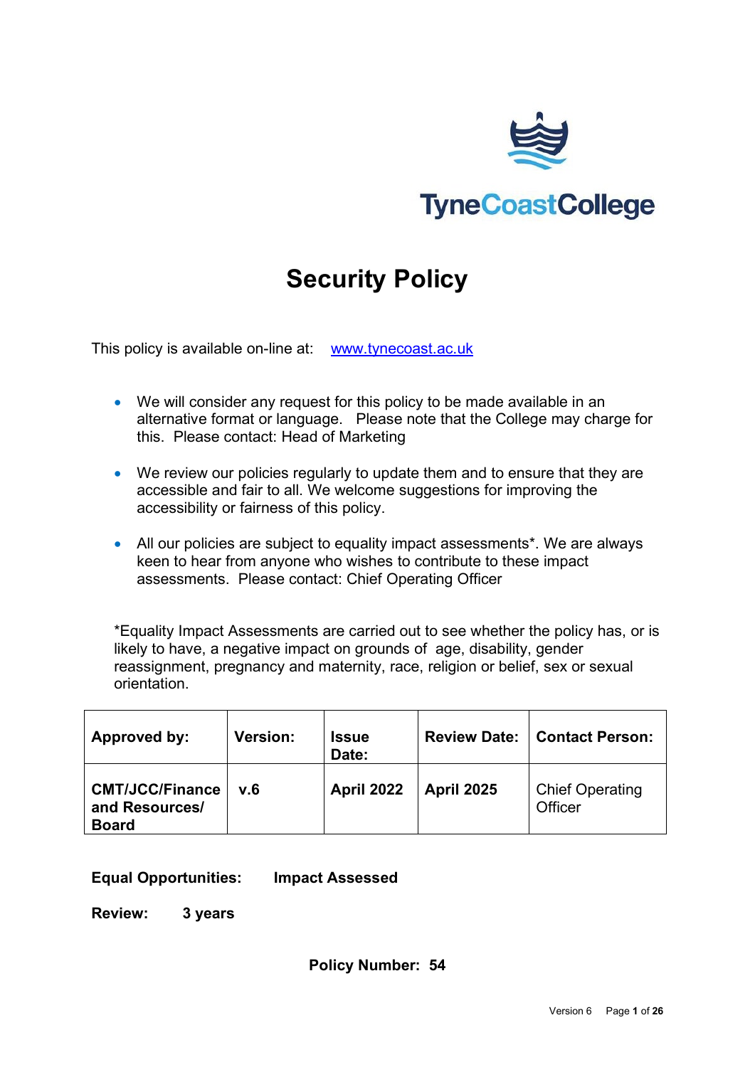TyneCoastCollege

# Security Policy

This policy is available on-line at: [www.tynecoast.ac.uk](www.tynecoast.ac.uk)

- We will consider any request for this policy to be made available in an alternative format or language. Please note that the College may charge for this. Please contact: Head of Marketing
- We review our policies regularly to update them and to ensure that they are accessible and fair to all. We welcome suggestions for improving the accessibility or fairness of this policy.
- All our policies are subject to equality impact assessments*. We are always keen to hear from anyone who wishes to contribute to these impact assessments. Please contact: Chief Operating Officer

*Equality Impact Assessments are carried out to see whether the policy has, or is likely to have, a negative impact on grounds of age, disability, gender reassignment, pregnancy and maternity, race, religion or belief, sex or sexual orientation.

| **Approved by:** | **Version:** | **Issue Date:** | **Review Date:** | **Contact Person:** |
|---|---|---|---|---|
| **CMT/JCC/Finance and Resources/ Board** | **v.6** | **April 2022** | **April 2025** | Chief Operating Officer |

**Equal Opportunities:** **Impact Assessed**

**Review:** **3 years**

**Policy Number: 54**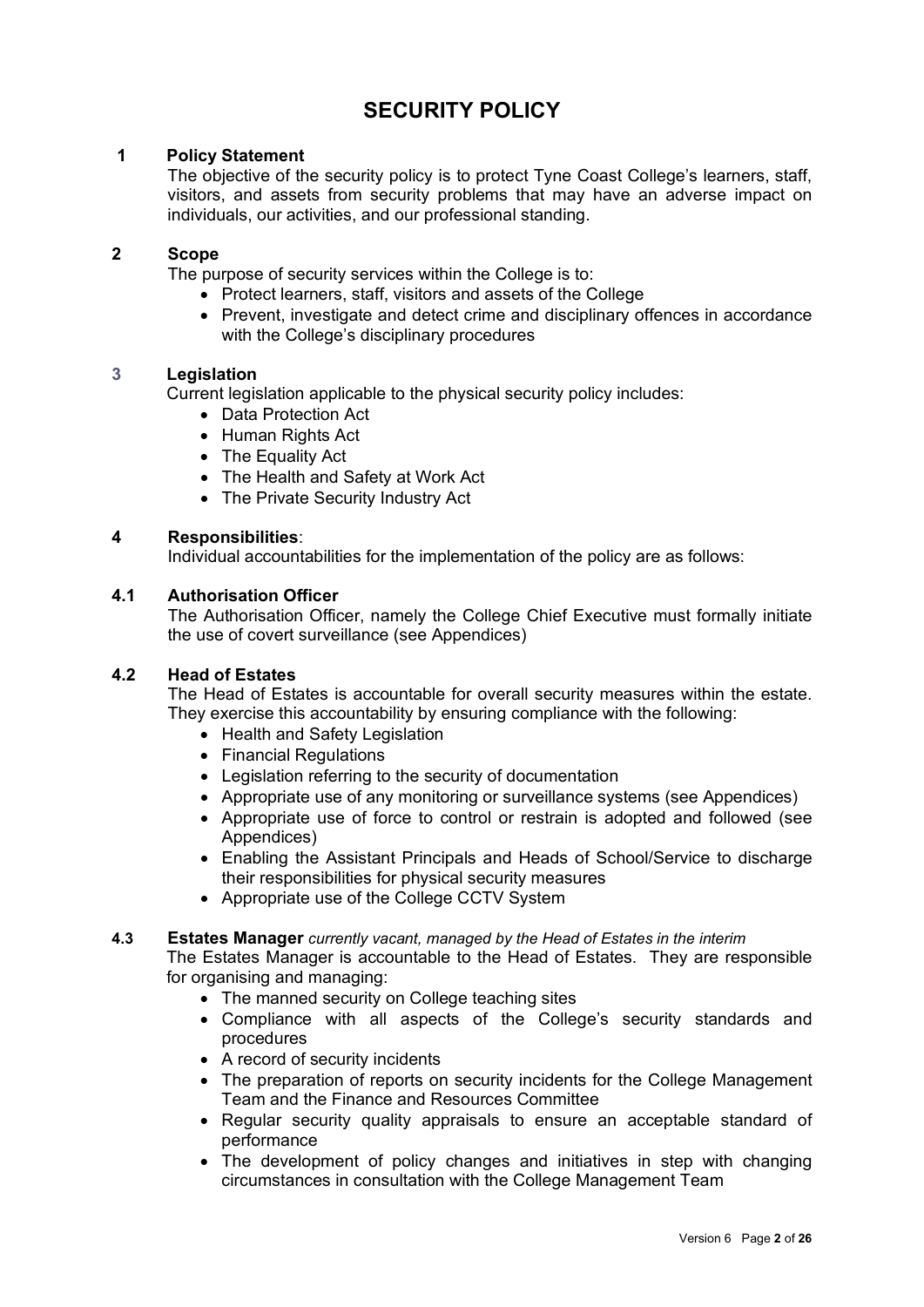# SECURITY POLICY

## 1 Policy Statement

The objective of the security policy is to protect Tyne Coast College's learners, staff, visitors, and assets from security problems that may have an adverse impact on individuals, our activities, and our professional standing.

## 2 Scope

The purpose of security services within the College is to:

- Protect learners, staff, visitors and assets of the College
- Prevent, investigate and detect crime and disciplinary offences in accordance with the College's disciplinary procedures

## 3 Legislation

Current legislation applicable to the physical security policy includes:

- Data Protection Act
- Human Rights Act
- The Equality Act
- The Health and Safety at Work Act
- The Private Security Industry Act

## 4 Responsibilities:

Individual accountabilities for the implementation of the policy are as follows:

### 4.1 Authorisation Officer

The Authorisation Officer, namely the College Chief Executive must formally initiate the use of covert surveillance (see Appendices)

### 4.2 Head of Estates

The Head of Estates is accountable for overall security measures within the estate. They exercise this accountability by ensuring compliance with the following:

- Health and Safety Legislation
- Financial Regulations
- Legislation referring to the security of documentation
- Appropriate use of any monitoring or surveillance systems (see Appendices)
- Appropriate use of force to control or restrain is adopted and followed (see Appendices)
- Enabling the Assistant Principals and Heads of School/Service to discharge their responsibilities for physical security measures
- Appropriate use of the College CCTV System

### 4.3 Estates Manager *currently vacant, managed by the Head of Estates in the interim*

The Estates Manager is accountable to the Head of Estates. They are responsible for organising and managing:

- The manned security on College teaching sites
- Compliance with all aspects of the College's security standards and procedures
- A record of security incidents
- The preparation of reports on security incidents for the College Management Team and the Finance and Resources Committee
- Regular security quality appraisals to ensure an acceptable standard of performance
- The development of policy changes and initiatives in step with changing circumstances in consultation with the College Management Team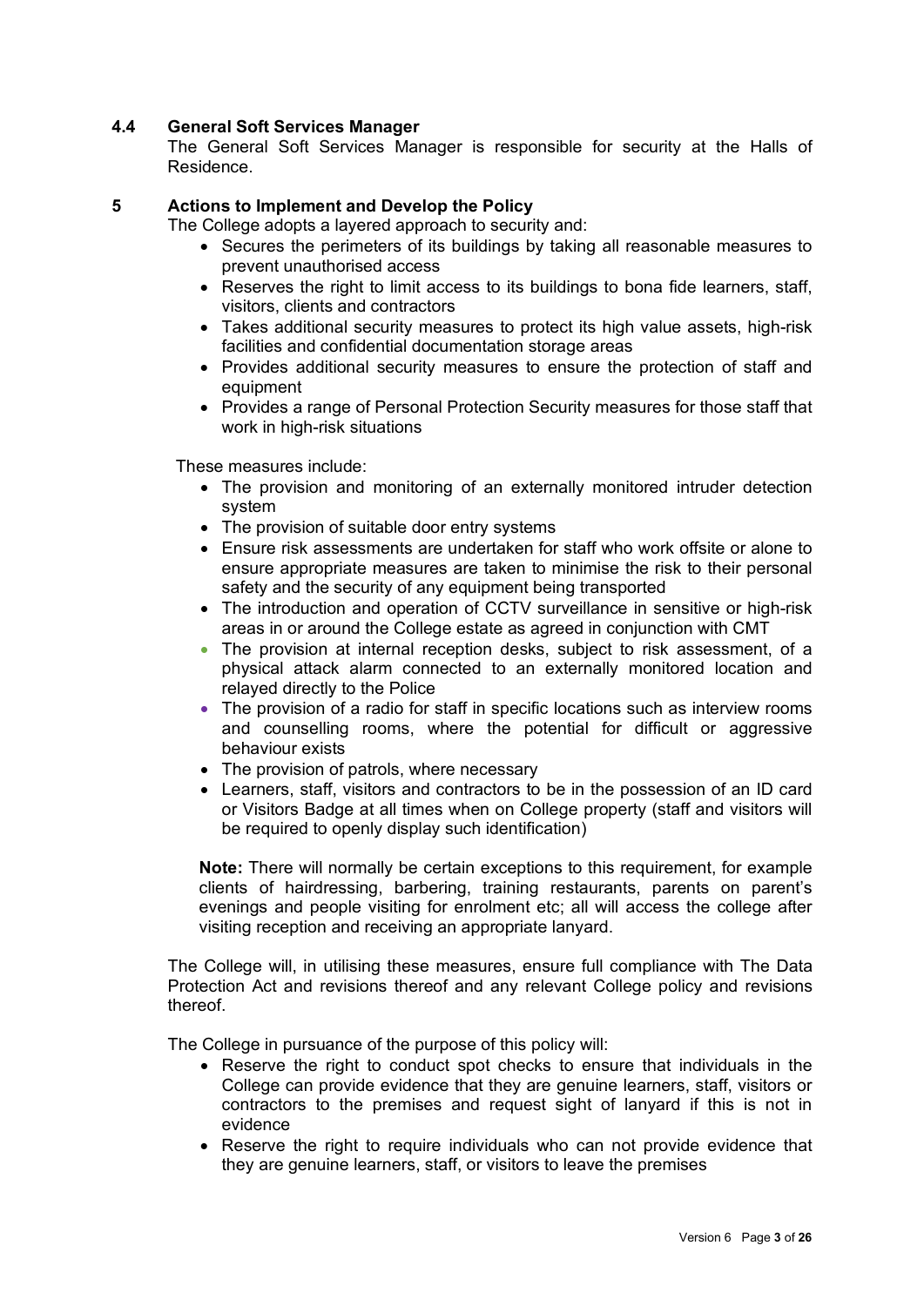### 4.4 General Soft Services Manager

The General Soft Services Manager is responsible for security at the Halls of Residence.

## 5 Actions to Implement and Develop the Policy

The College adopts a layered approach to security and:

- Secures the perimeters of its buildings by taking all reasonable measures to prevent unauthorised access
- Reserves the right to limit access to its buildings to bona fide learners, staff, visitors, clients and contractors
- Takes additional security measures to protect its high value assets, high-risk facilities and confidential documentation storage areas
- Provides additional security measures to ensure the protection of staff and equipment
- Provides a range of Personal Protection Security measures for those staff that work in high-risk situations

These measures include:

- The provision and monitoring of an externally monitored intruder detection system
- The provision of suitable door entry systems
- Ensure risk assessments are undertaken for staff who work offsite or alone to ensure appropriate measures are taken to minimise the risk to their personal safety and the security of any equipment being transported
- The introduction and operation of CCTV surveillance in sensitive or high-risk areas in or around the College estate as agreed in conjunction with CMT
- The provision at internal reception desks, subject to risk assessment, of a physical attack alarm connected to an externally monitored location and relayed directly to the Police
- The provision of a radio for staff in specific locations such as interview rooms and counselling rooms, where the potential for difficult or aggressive behaviour exists
- The provision of patrols, where necessary
- Learners, staff, visitors and contractors to be in the possession of an ID card or Visitors Badge at all times when on College property (staff and visitors will be required to openly display such identification)

**Note:** There will normally be certain exceptions to this requirement, for example clients of hairdressing, barbering, training restaurants, parents on parent's evenings and people visiting for enrolment etc; all will access the college after visiting reception and receiving an appropriate lanyard.

The College will, in utilising these measures, ensure full compliance with The Data Protection Act and revisions thereof and any relevant College policy and revisions thereof.

The College in pursuance of the purpose of this policy will:

- Reserve the right to conduct spot checks to ensure that individuals in the College can provide evidence that they are genuine learners, staff, visitors or contractors to the premises and request sight of lanyard if this is not in evidence
- Reserve the right to require individuals who can not provide evidence that they are genuine learners, staff, or visitors to leave the premises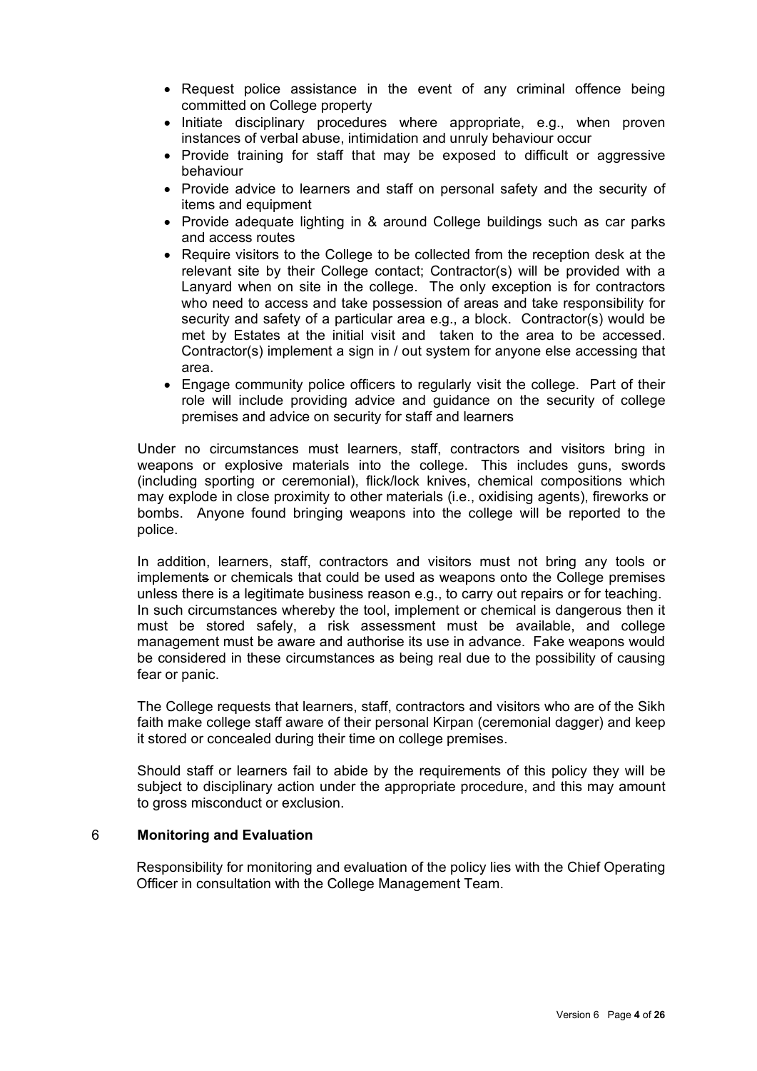- Request police assistance in the event of any criminal offence being committed on College property
- Initiate disciplinary procedures where appropriate, e.g., when proven instances of verbal abuse, intimidation and unruly behaviour occur
- Provide training for staff that may be exposed to difficult or aggressive behaviour
- Provide advice to learners and staff on personal safety and the security of items and equipment
- Provide adequate lighting in & around College buildings such as car parks and access routes
- Require visitors to the College to be collected from the reception desk at the relevant site by their College contact; Contractor(s) will be provided with a Lanyard when on site in the college. The only exception is for contractors who need to access and take possession of areas and take responsibility for security and safety of a particular area e.g., a block. Contractor(s) would be met by Estates at the initial visit and taken to the area to be accessed. Contractor(s) implement a sign in / out system for anyone else accessing that area.
- Engage community police officers to regularly visit the college. Part of their role will include providing advice and guidance on the security of college premises and advice on security for staff and learners

Under no circumstances must learners, staff, contractors and visitors bring in weapons or explosive materials into the college. This includes guns, swords (including sporting or ceremonial), flick/lock knives, chemical compositions which may explode in close proximity to other materials (i.e., oxidising agents), fireworks or bombs. Anyone found bringing weapons into the college will be reported to the police.

In addition, learners, staff, contractors and visitors must not bring any tools or implements or chemicals that could be used as weapons onto the College premises unless there is a legitimate business reason e.g., to carry out repairs or for teaching. In such circumstances whereby the tool, implement or chemical is dangerous then it must be stored safely, a risk assessment must be available, and college management must be aware and authorise its use in advance. Fake weapons would be considered in these circumstances as being real due to the possibility of causing fear or panic.

The College requests that learners, staff, contractors and visitors who are of the Sikh faith make college staff aware of their personal Kirpan (ceremonial dagger) and keep it stored or concealed during their time on college premises.

Should staff or learners fail to abide by the requirements of this policy they will be subject to disciplinary action under the appropriate procedure, and this may amount to gross misconduct or exclusion.

## 6 Monitoring and Evaluation

Responsibility for monitoring and evaluation of the policy lies with the Chief Operating Officer in consultation with the College Management Team.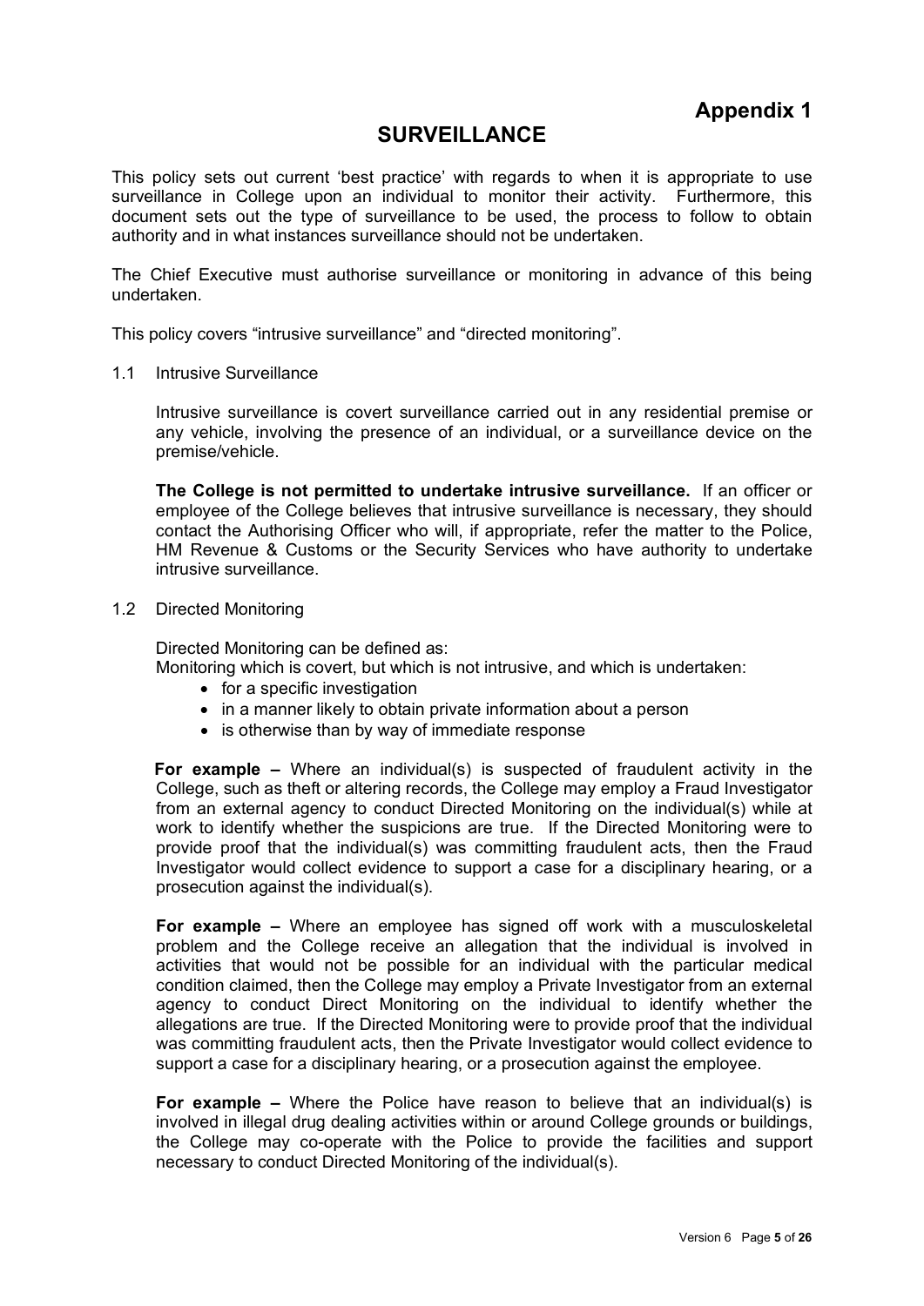# Appendix 1

## SURVEILLANCE

This policy sets out current 'best practice' with regards to when it is appropriate to use surveillance in College upon an individual to monitor their activity. Furthermore, this document sets out the type of surveillance to be used, the process to follow to obtain authority and in what instances surveillance should not be undertaken.

The Chief Executive must authorise surveillance or monitoring in advance of this being undertaken.

This policy covers "intrusive surveillance" and "directed monitoring".

### 1.1 Intrusive Surveillance

Intrusive surveillance is covert surveillance carried out in any residential premise or any vehicle, involving the presence of an individual, or a surveillance device on the premise/vehicle.

**The College is not permitted to undertake intrusive surveillance.** If an officer or employee of the College believes that intrusive surveillance is necessary, they should contact the Authorising Officer who will, if appropriate, refer the matter to the Police, HM Revenue & Customs or the Security Services who have authority to undertake intrusive surveillance.

### 1.2 Directed Monitoring

Directed Monitoring can be defined as:
Monitoring which is covert, but which is not intrusive, and which is undertaken:

- for a specific investigation
- in a manner likely to obtain private information about a person
- is otherwise than by way of immediate response

**For example –** Where an individual(s) is suspected of fraudulent activity in the College, such as theft or altering records, the College may employ a Fraud Investigator from an external agency to conduct Directed Monitoring on the individual(s) while at work to identify whether the suspicions are true. If the Directed Monitoring were to provide proof that the individual(s) was committing fraudulent acts, then the Fraud Investigator would collect evidence to support a case for a disciplinary hearing, or a prosecution against the individual(s).

**For example –** Where an employee has signed off work with a musculoskeletal problem and the College receive an allegation that the individual is involved in activities that would not be possible for an individual with the particular medical condition claimed, then the College may employ a Private Investigator from an external agency to conduct Direct Monitoring on the individual to identify whether the allegations are true. If the Directed Monitoring were to provide proof that the individual was committing fraudulent acts, then the Private Investigator would collect evidence to support a case for a disciplinary hearing, or a prosecution against the employee.

**For example –** Where the Police have reason to believe that an individual(s) is involved in illegal drug dealing activities within or around College grounds or buildings, the College may co-operate with the Police to provide the facilities and support necessary to conduct Directed Monitoring of the individual(s).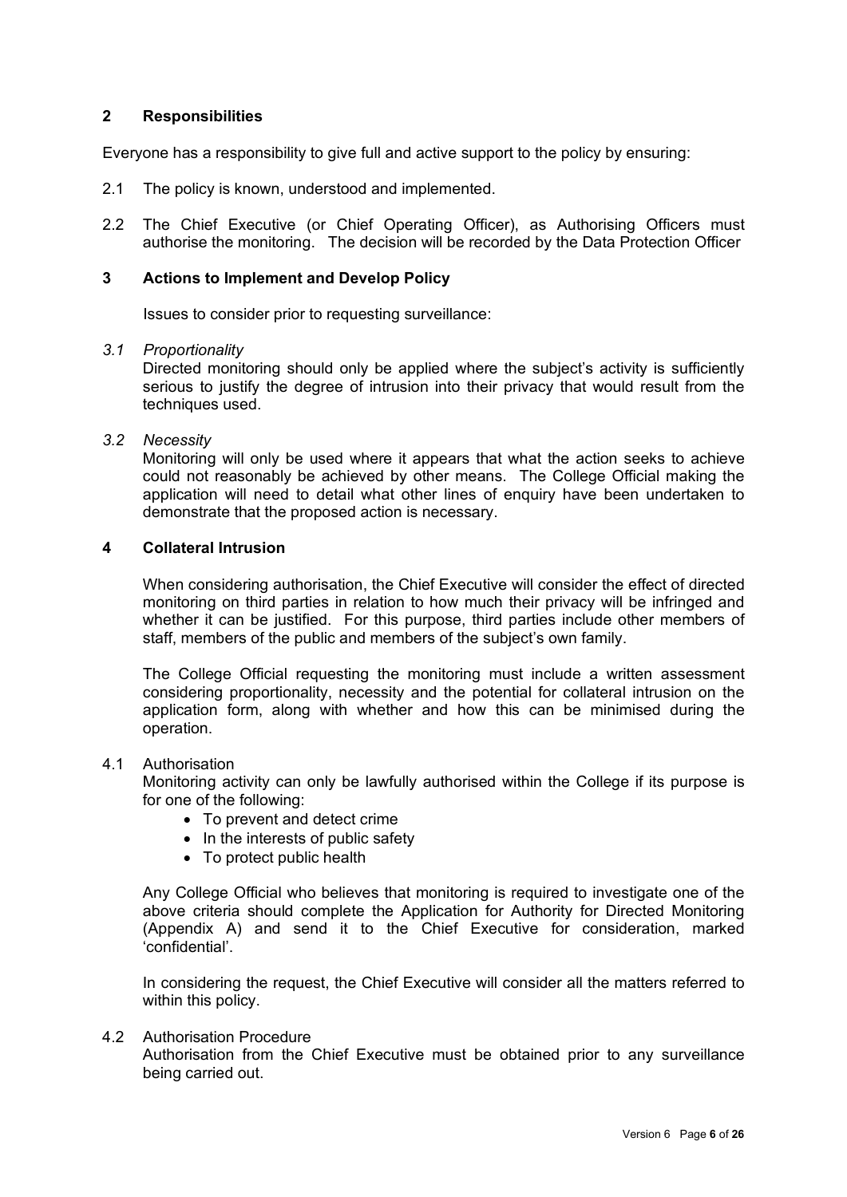## 2 Responsibilities

Everyone has a responsibility to give full and active support to the policy by ensuring:

2.1 The policy is known, understood and implemented.

2.2 The Chief Executive (or Chief Operating Officer), as Authorising Officers must authorise the monitoring. The decision will be recorded by the Data Protection Officer

## 3 Actions to Implement and Develop Policy

Issues to consider prior to requesting surveillance:

*3.1 Proportionality*

Directed monitoring should only be applied where the subject's activity is sufficiently serious to justify the degree of intrusion into their privacy that would result from the techniques used.

*3.2 Necessity*

Monitoring will only be used where it appears that what the action seeks to achieve could not reasonably be achieved by other means. The College Official making the application will need to detail what other lines of enquiry have been undertaken to demonstrate that the proposed action is necessary.

## 4 Collateral Intrusion

When considering authorisation, the Chief Executive will consider the effect of directed monitoring on third parties in relation to how much their privacy will be infringed and whether it can be justified. For this purpose, third parties include other members of staff, members of the public and members of the subject's own family.

The College Official requesting the monitoring must include a written assessment considering proportionality, necessity and the potential for collateral intrusion on the application form, along with whether and how this can be minimised during the operation.

4.1 Authorisation

Monitoring activity can only be lawfully authorised within the College if its purpose is for one of the following:

- To prevent and detect crime
- In the interests of public safety
- To protect public health

Any College Official who believes that monitoring is required to investigate one of the above criteria should complete the Application for Authority for Directed Monitoring (Appendix A) and send it to the Chief Executive for consideration, marked 'confidential'.

In considering the request, the Chief Executive will consider all the matters referred to within this policy.

4.2 Authorisation Procedure

Authorisation from the Chief Executive must be obtained prior to any surveillance being carried out.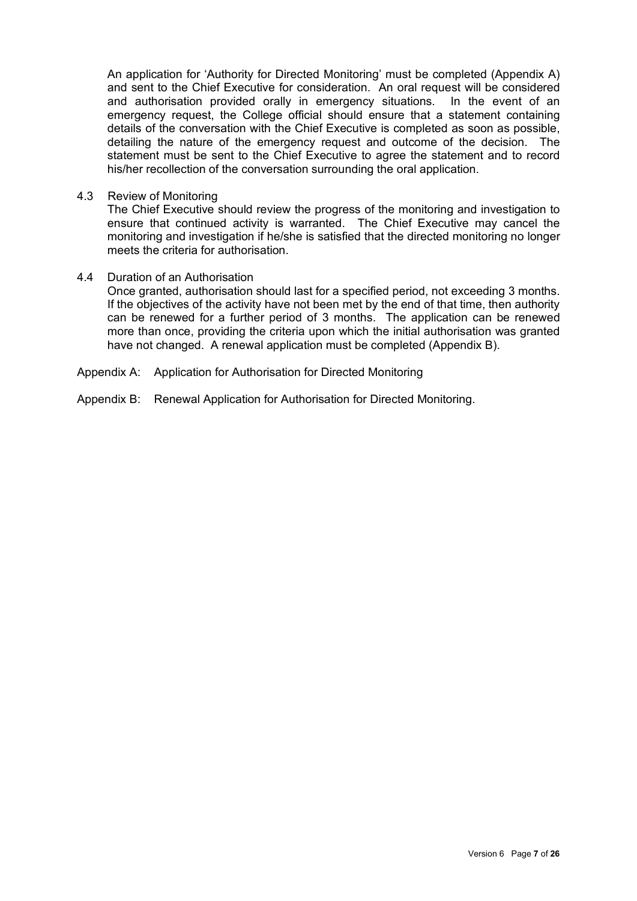An application for 'Authority for Directed Monitoring' must be completed (Appendix A) and sent to the Chief Executive for consideration. An oral request will be considered and authorisation provided orally in emergency situations. In the event of an emergency request, the College official should ensure that a statement containing details of the conversation with the Chief Executive is completed as soon as possible, detailing the nature of the emergency request and outcome of the decision. The statement must be sent to the Chief Executive to agree the statement and to record his/her recollection of the conversation surrounding the oral application.

4.3 Review of Monitoring

The Chief Executive should review the progress of the monitoring and investigation to ensure that continued activity is warranted. The Chief Executive may cancel the monitoring and investigation if he/she is satisfied that the directed monitoring no longer meets the criteria for authorisation.

4.4 Duration of an Authorisation

Once granted, authorisation should last for a specified period, not exceeding 3 months. If the objectives of the activity have not been met by the end of that time, then authority can be renewed for a further period of 3 months. The application can be renewed more than once, providing the criteria upon which the initial authorisation was granted have not changed. A renewal application must be completed (Appendix B).

Appendix A: Application for Authorisation for Directed Monitoring

Appendix B: Renewal Application for Authorisation for Directed Monitoring.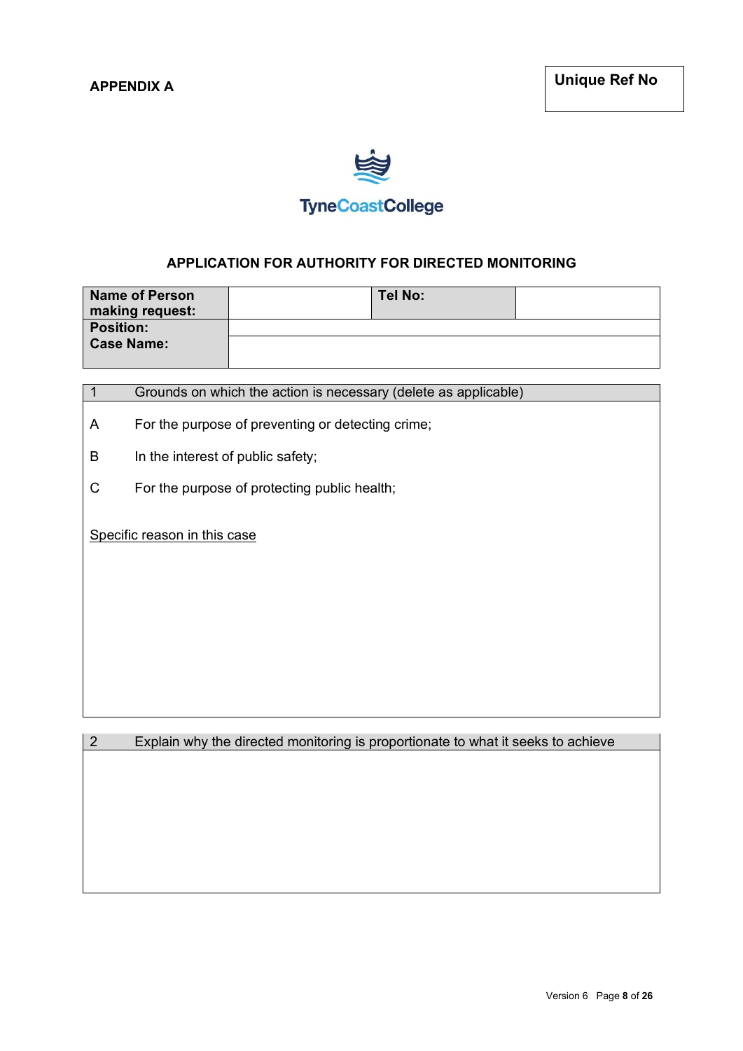**APPENDIX A**

| Unique Ref No |
|---|
| |

TyneCoastCollege

## APPLICATION FOR AUTHORITY FOR DIRECTED MONITORING

| **Name of Person making request:** | | **Tel No:** | |
|---|---|---|---|
| **Position:** | | | |
| **Case Name:** | | | |

| 1 | Grounds on which the action is necessary (delete as applicable) |
|---|---|
| A | For the purpose of preventing or detecting crime; |
| B | In the interest of public safety; |
| C | For the purpose of protecting public health; |

Specific reason in this case

| 2 | Explain why the directed monitoring is proportionate to what it seeks to achieve |
|---|---|
| | |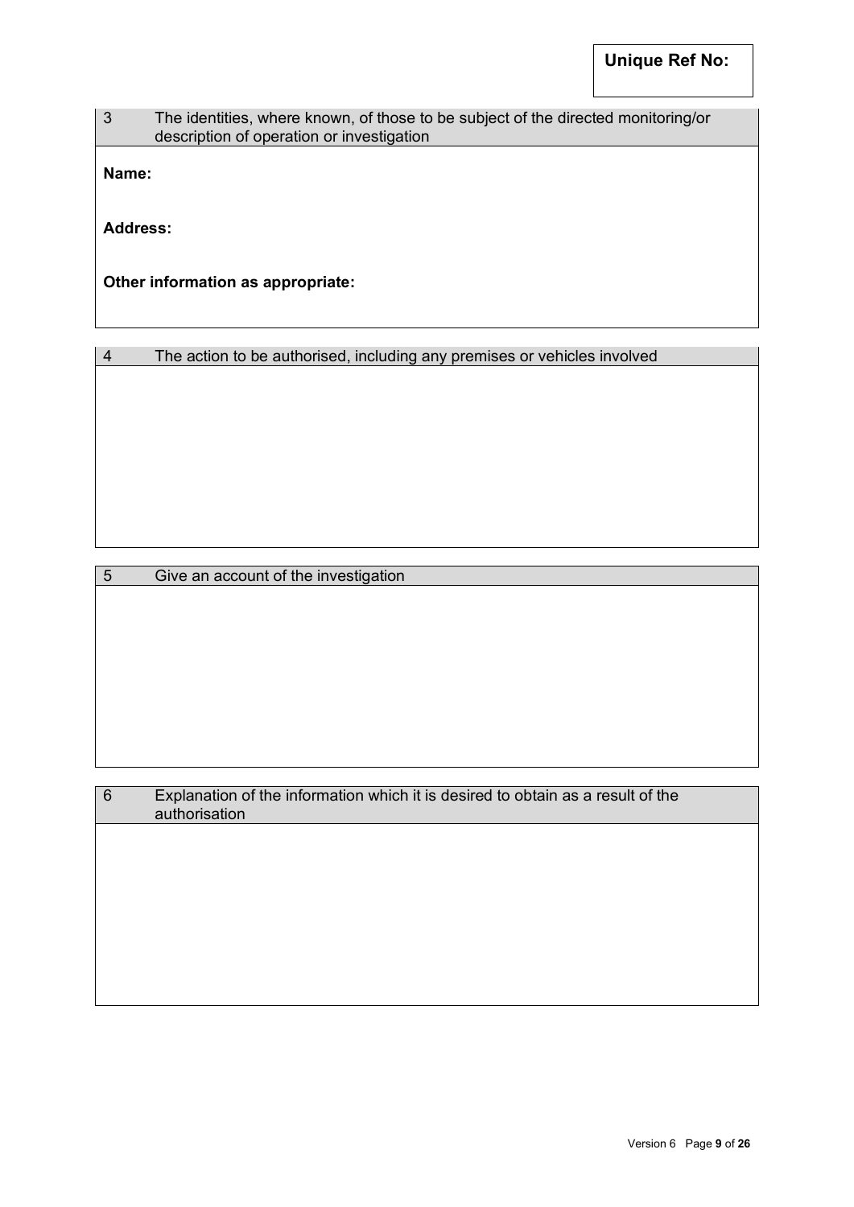**Unique Ref No:**

| 3 | The identities, where known, of those to be subject of the directed monitoring/or description of operation or investigation |
|---|---|

**Name:**

**Address:**

**Other information as appropriate:**

| 4 | The action to be authorised, including any premises or vehicles involved |
|---|---|
| | |

| 5 | Give an account of the investigation |
|---|---|
| | |

| 6 | Explanation of the information which it is desired to obtain as a result of the authorisation |
|---|---|
| | |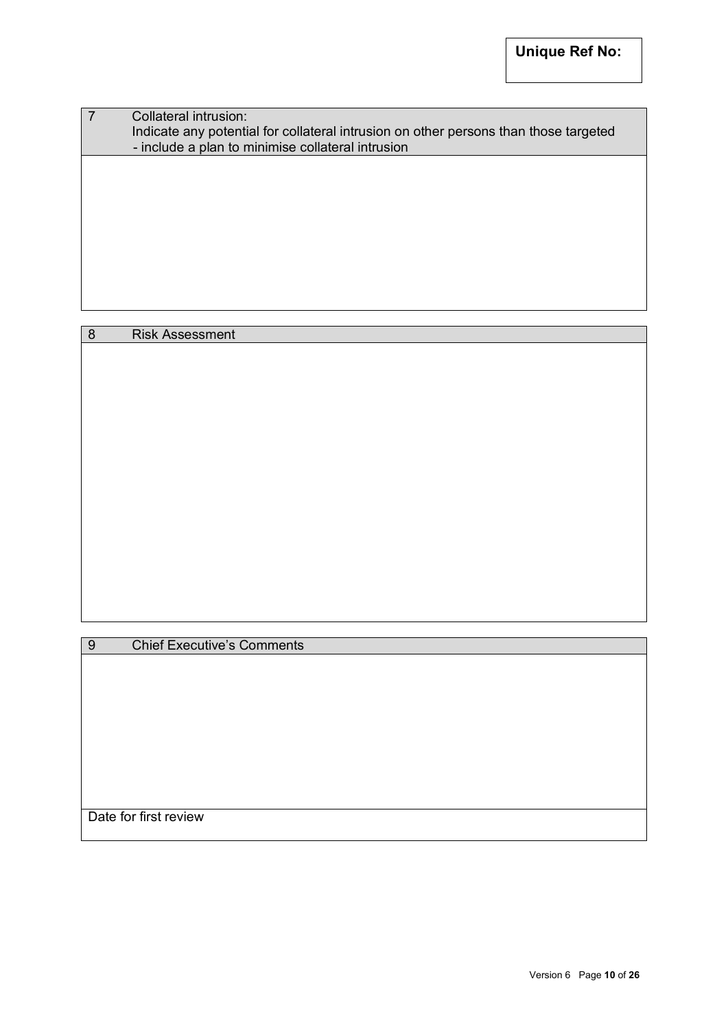**Unique Ref No:**

| 7 | Collateral intrusion:<br>Indicate any potential for collateral intrusion on other persons than those targeted<br>- include a plan to minimise collateral intrusion |
|---|---|
| | |

| 8 | Risk Assessment |
|---|---|
| | |

| 9 | Chief Executive's Comments |
|---|---|
| | |
| Date for first review | |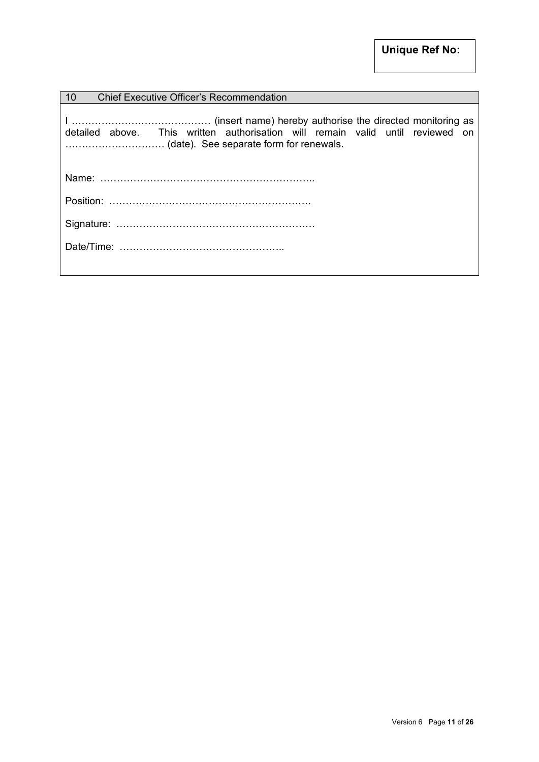**Unique Ref No:**

| 10 Chief Executive Officer's Recommendation |
|---|
| I …………………………………… (insert name) hereby authorise the directed monitoring as detailed above. This written authorisation will remain valid until reviewed on ………………………… (date). See separate form for renewals.<br><br>Name: ………………………………………………………..<br><br>Position: ……………………………………………………<br><br>Signature: ……………………………………………………<br><br>Date/Time: ………………………………………….. |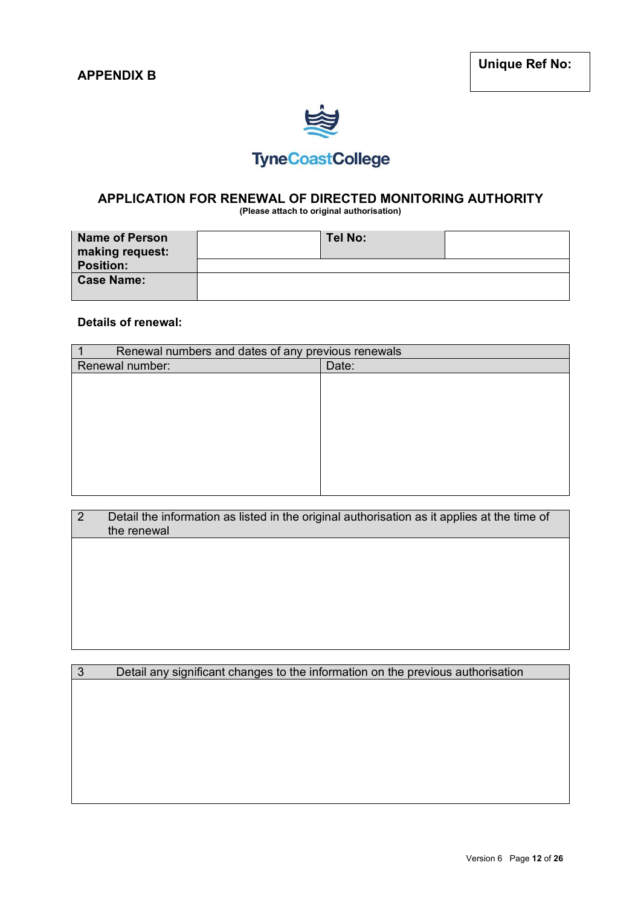**APPENDIX B**

| Unique Ref No: |
|---|
| |

TyneCoastCollege

## APPLICATION FOR RENEWAL OF DIRECTED MONITORING AUTHORITY

**(Please attach to original authorisation)**

| **Name of Person making request:** | | **Tel No:** | |
|---|---|---|---|
| **Position:** | | | |
| **Case Name:** | | | |

**Details of renewal:**

| 1 Renewal numbers and dates of any previous renewals | |
|---|---|
| Renewal number: | Date: |
| | |

| 2 Detail the information as listed in the original authorisation as it applies at the time of the renewal |
|---|
| |

| 3 Detail any significant changes to the information on the previous authorisation |
|---|
| |

Version 6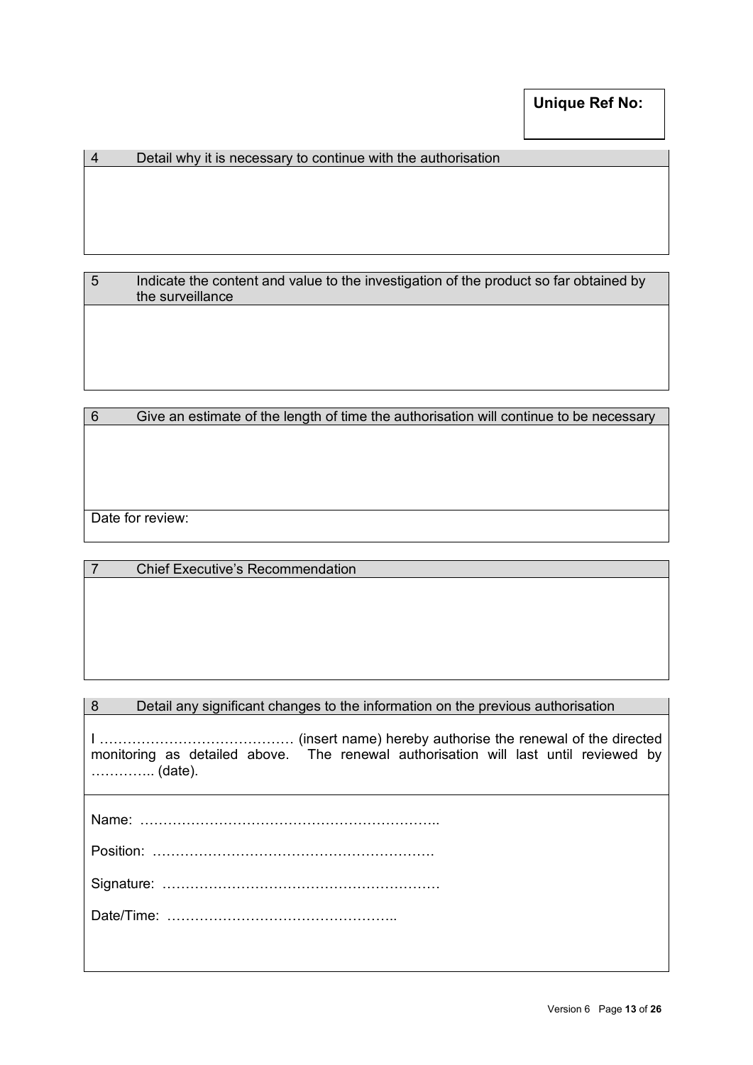**Unique Ref No:**

| 4 | Detail why it is necessary to continue with the authorisation |
|---|---|
| | |

| 5 | Indicate the content and value to the investigation of the product so far obtained by the surveillance |
|---|---|
| | |

| 6 | Give an estimate of the length of time the authorisation will continue to be necessary |
|---|---|
| | |
| Date for review: | |

| 7 | Chief Executive's Recommendation |
|---|---|
| | |

| 8 | Detail any significant changes to the information on the previous authorisation |
|---|---|

I …………………………………… (insert name) hereby authorise the renewal of the directed monitoring as detailed above. The renewal authorisation will last until reviewed by ………….. (date).

Name: ………………………………………………………..

Position: ……………………………………………………

Signature: ……………………………………………………

Date/Time: …………………………………………..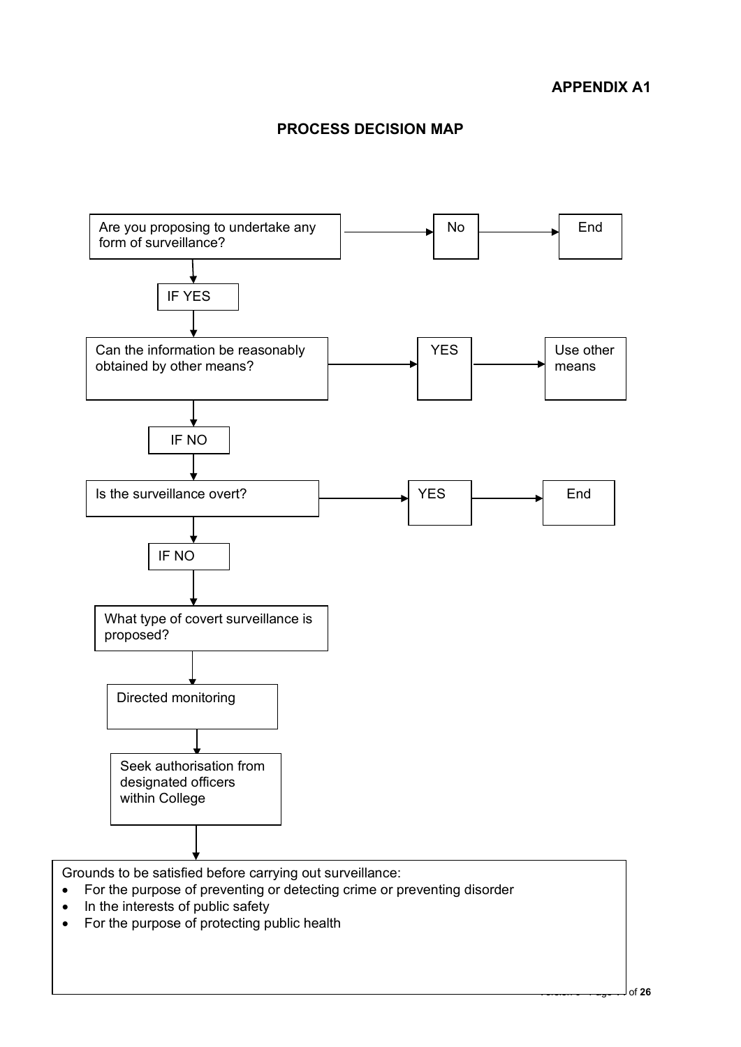**APPENDIX A1**

## PROCESS DECISION MAP

Are you proposing to undertake any form of surveillance? → No → End

IF YES

Can the information be reasonably obtained by other means? → YES → Use other means

IF NO

Is the surveillance overt? → YES → End

IF NO

What type of covert surveillance is proposed?

Directed monitoring

Seek authorisation from designated officers within College

Grounds to be satisfied before carrying out surveillance:

- For the purpose of preventing or detecting crime or preventing disorder
- In the interests of public safety
- For the purpose of protecting public health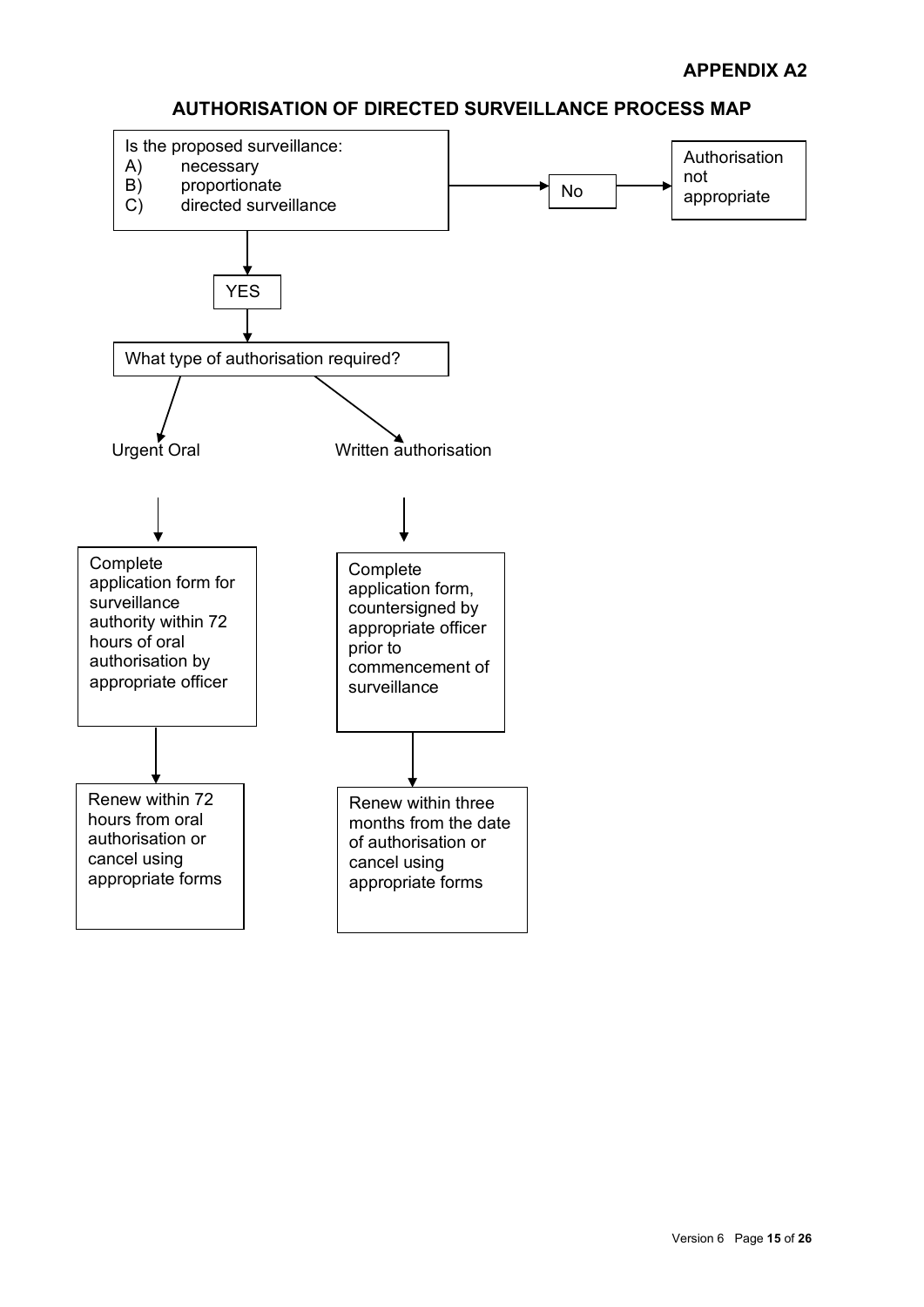**APPENDIX A2**

## AUTHORISATION OF DIRECTED SURVEILLANCE PROCESS MAP

Is the proposed surveillance:
- A) necessary
- B) proportionate
- C) directed surveillance

No → Authorisation not appropriate

YES

What type of authorisation required?

Urgent Oral

Complete application form for surveillance authority within 72 hours of oral authorisation by appropriate officer

Renew within 72 hours from oral authorisation or cancel using appropriate forms

Written authorisation

Complete application form, countersigned by appropriate officer prior to commencement of surveillance

Renew within three months from the date of authorisation or cancel using appropriate forms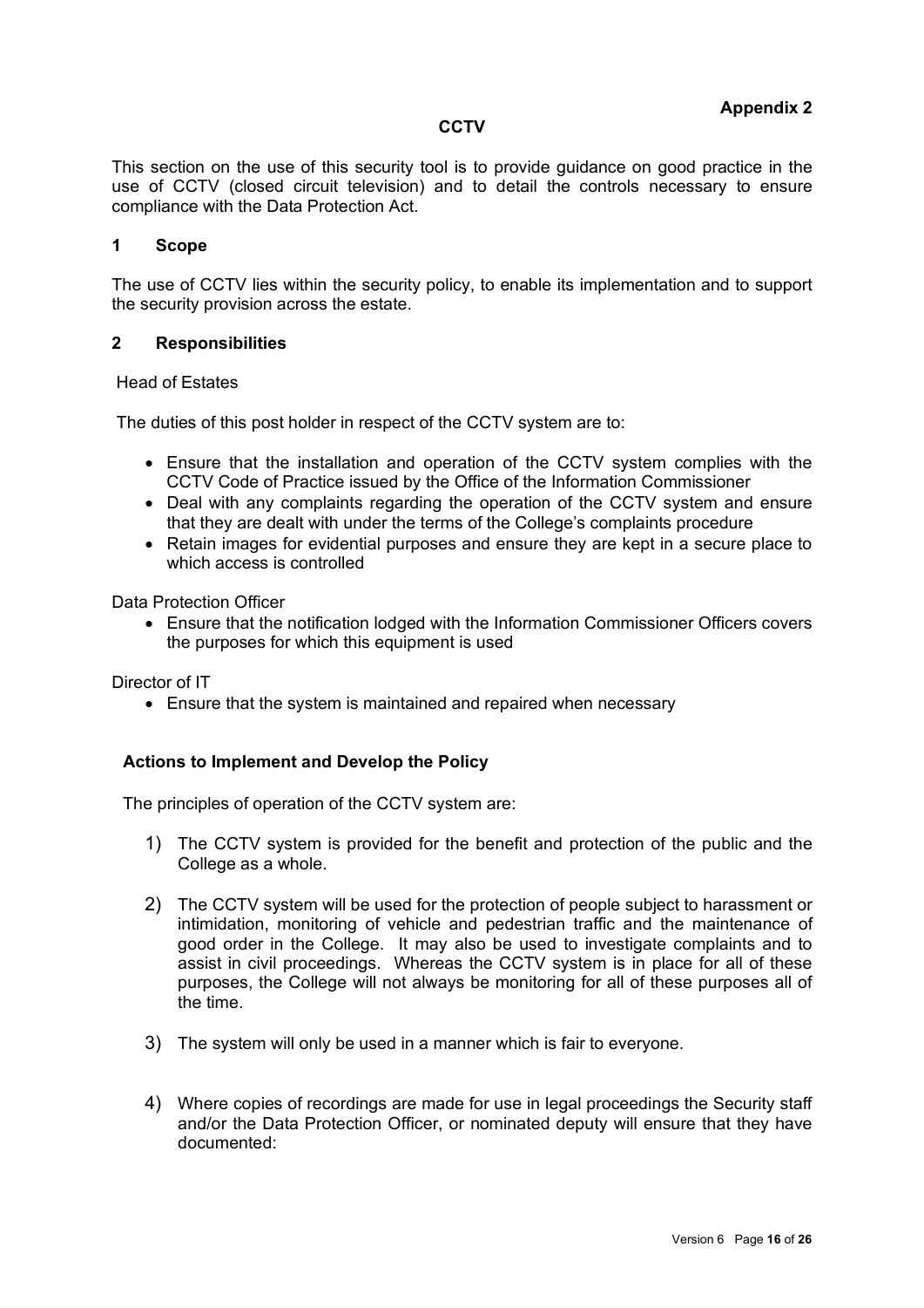**Appendix 2**

## CCTV

This section on the use of this security tool is to provide guidance on good practice in the use of CCTV (closed circuit television) and to detail the controls necessary to ensure compliance with the Data Protection Act.

### 1 Scope

The use of CCTV lies within the security policy, to enable its implementation and to support the security provision across the estate.

### 2 Responsibilities

Head of Estates

The duties of this post holder in respect of the CCTV system are to:

- Ensure that the installation and operation of the CCTV system complies with the CCTV Code of Practice issued by the Office of the Information Commissioner
- Deal with any complaints regarding the operation of the CCTV system and ensure that they are dealt with under the terms of the College's complaints procedure
- Retain images for evidential purposes and ensure they are kept in a secure place to which access is controlled

Data Protection Officer

- Ensure that the notification lodged with the Information Commissioner Officers covers the purposes for which this equipment is used

Director of IT

- Ensure that the system is maintained and repaired when necessary

### Actions to Implement and Develop the Policy

The principles of operation of the CCTV system are:

1) The CCTV system is provided for the benefit and protection of the public and the College as a whole.

2) The CCTV system will be used for the protection of people subject to harassment or intimidation, monitoring of vehicle and pedestrian traffic and the maintenance of good order in the College. It may also be used to investigate complaints and to assist in civil proceedings. Whereas the CCTV system is in place for all of these purposes, the College will not always be monitoring for all of these purposes all of the time.

3) The system will only be used in a manner which is fair to everyone.

4) Where copies of recordings are made for use in legal proceedings the Security staff and/or the Data Protection Officer, or nominated deputy will ensure that they have documented: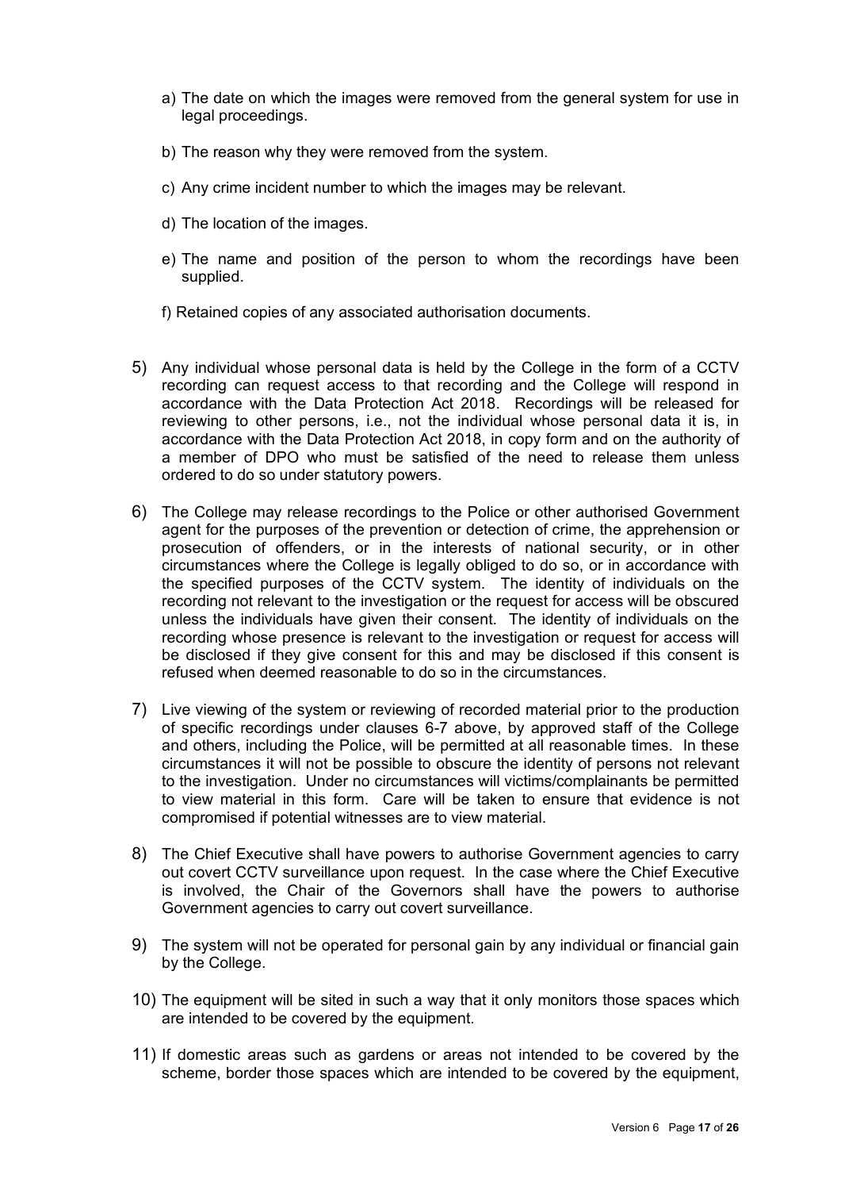a) The date on which the images were removed from the general system for use in legal proceedings.

b) The reason why they were removed from the system.

c) Any crime incident number to which the images may be relevant.

d) The location of the images.

e) The name and position of the person to whom the recordings have been supplied.

f) Retained copies of any associated authorisation documents.

5) Any individual whose personal data is held by the College in the form of a CCTV recording can request access to that recording and the College will respond in accordance with the Data Protection Act 2018. Recordings will be released for reviewing to other persons, i.e., not the individual whose personal data it is, in accordance with the Data Protection Act 2018, in copy form and on the authority of a member of DPO who must be satisfied of the need to release them unless ordered to do so under statutory powers.

6) The College may release recordings to the Police or other authorised Government agent for the purposes of the prevention or detection of crime, the apprehension or prosecution of offenders, or in the interests of national security, or in other circumstances where the College is legally obliged to do so, or in accordance with the specified purposes of the CCTV system. The identity of individuals on the recording not relevant to the investigation or the request for access will be obscured unless the individuals have given their consent. The identity of individuals on the recording whose presence is relevant to the investigation or request for access will be disclosed if they give consent for this and may be disclosed if this consent is refused when deemed reasonable to do so in the circumstances.

7) Live viewing of the system or reviewing of recorded material prior to the production of specific recordings under clauses 6-7 above, by approved staff of the College and others, including the Police, will be permitted at all reasonable times. In these circumstances it will not be possible to obscure the identity of persons not relevant to the investigation. Under no circumstances will victims/complainants be permitted to view material in this form. Care will be taken to ensure that evidence is not compromised if potential witnesses are to view material.

8) The Chief Executive shall have powers to authorise Government agencies to carry out covert CCTV surveillance upon request. In the case where the Chief Executive is involved, the Chair of the Governors shall have the powers to authorise Government agencies to carry out covert surveillance.

9) The system will not be operated for personal gain by any individual or financial gain by the College.

10) The equipment will be sited in such a way that it only monitors those spaces which are intended to be covered by the equipment.

11) If domestic areas such as gardens or areas not intended to be covered by the scheme, border those spaces which are intended to be covered by the equipment,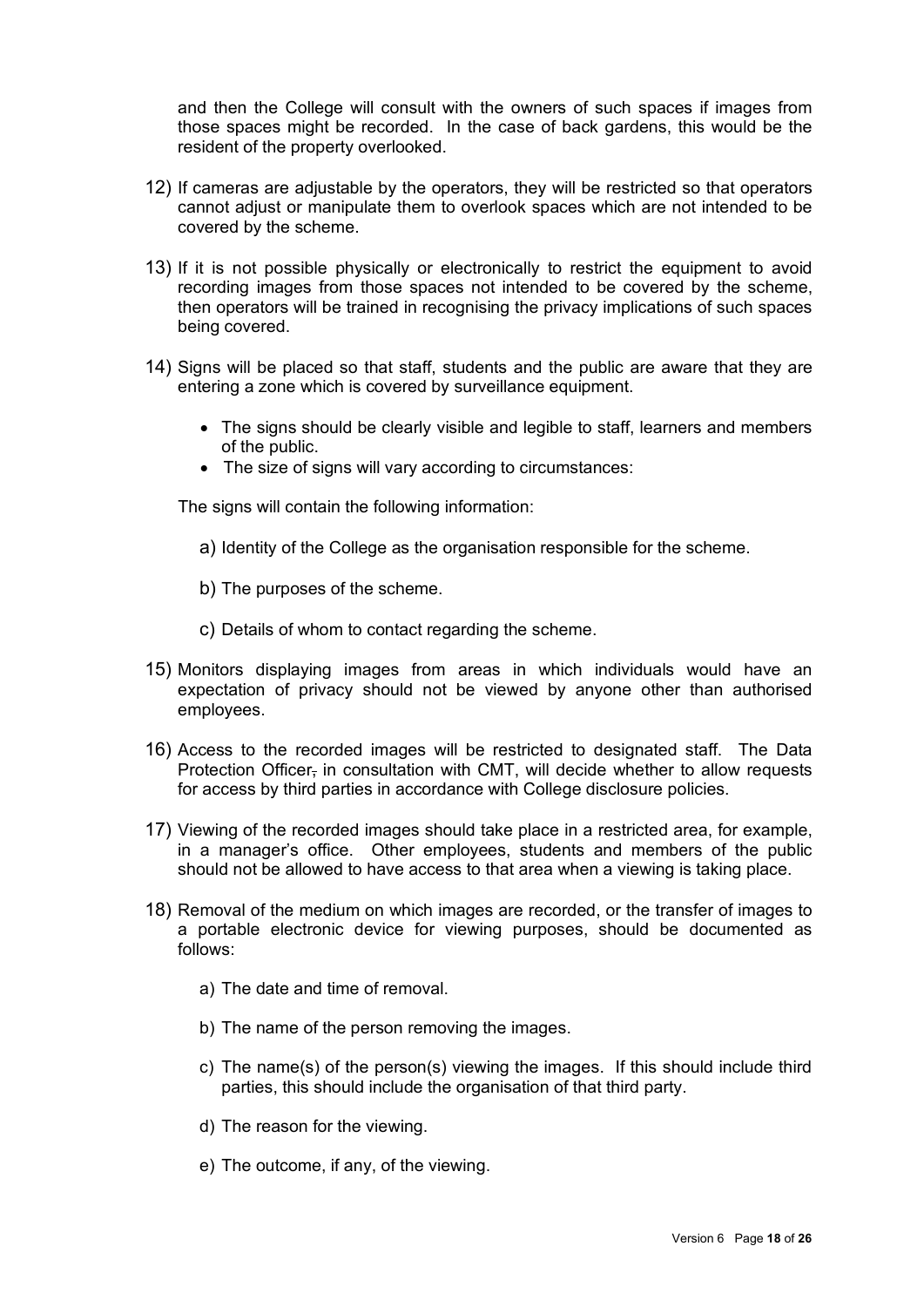and then the College will consult with the owners of such spaces if images from those spaces might be recorded. In the case of back gardens, this would be the resident of the property overlooked.

12) If cameras are adjustable by the operators, they will be restricted so that operators cannot adjust or manipulate them to overlook spaces which are not intended to be covered by the scheme.

13) If it is not possible physically or electronically to restrict the equipment to avoid recording images from those spaces not intended to be covered by the scheme, then operators will be trained in recognising the privacy implications of such spaces being covered.

14) Signs will be placed so that staff, students and the public are aware that they are entering a zone which is covered by surveillance equipment.

    - The signs should be clearly visible and legible to staff, learners and members of the public.
    - The size of signs will vary according to circumstances:

    The signs will contain the following information:

    a) Identity of the College as the organisation responsible for the scheme.

    b) The purposes of the scheme.

    c) Details of whom to contact regarding the scheme.

15) Monitors displaying images from areas in which individuals would have an expectation of privacy should not be viewed by anyone other than authorised employees.

16) Access to the recorded images will be restricted to designated staff. The Data Protection Officer, in consultation with CMT, will decide whether to allow requests for access by third parties in accordance with College disclosure policies.

17) Viewing of the recorded images should take place in a restricted area, for example, in a manager's office. Other employees, students and members of the public should not be allowed to have access to that area when a viewing is taking place.

18) Removal of the medium on which images are recorded, or the transfer of images to a portable electronic device for viewing purposes, should be documented as follows:

    a) The date and time of removal.

    b) The name of the person removing the images.

    c) The name(s) of the person(s) viewing the images. If this should include third parties, this should include the organisation of that third party.

    d) The reason for the viewing.

    e) The outcome, if any, of the viewing.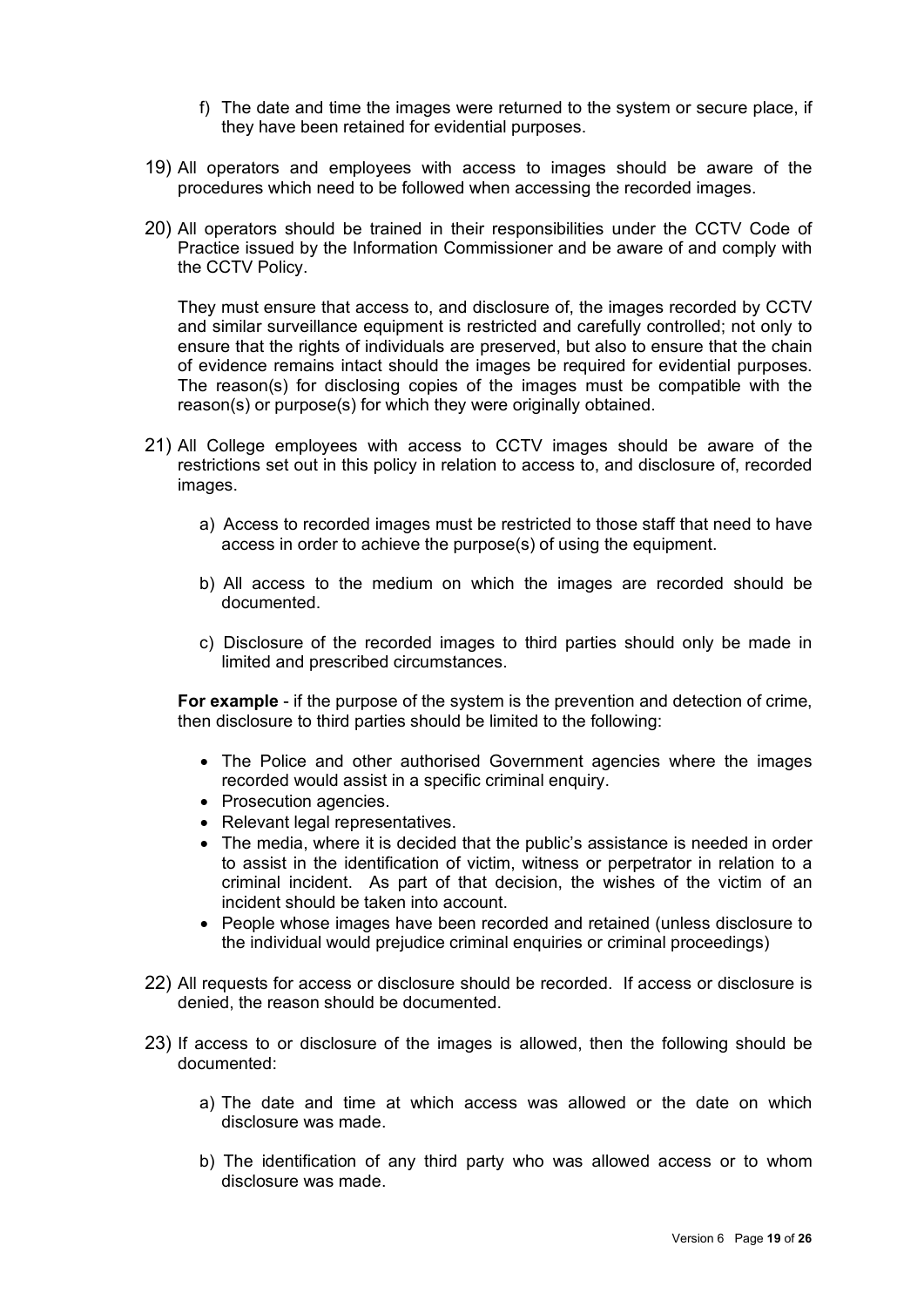f) The date and time the images were returned to the system or secure place, if they have been retained for evidential purposes.

19) All operators and employees with access to images should be aware of the procedures which need to be followed when accessing the recorded images.

20) All operators should be trained in their responsibilities under the CCTV Code of Practice issued by the Information Commissioner and be aware of and comply with the CCTV Policy.

    They must ensure that access to, and disclosure of, the images recorded by CCTV and similar surveillance equipment is restricted and carefully controlled; not only to ensure that the rights of individuals are preserved, but also to ensure that the chain of evidence remains intact should the images be required for evidential purposes. The reason(s) for disclosing copies of the images must be compatible with the reason(s) or purpose(s) for which they were originally obtained.

21) All College employees with access to CCTV images should be aware of the restrictions set out in this policy in relation to access to, and disclosure of, recorded images.

    a) Access to recorded images must be restricted to those staff that need to have access in order to achieve the purpose(s) of using the equipment.

    b) All access to the medium on which the images are recorded should be documented.

    c) Disclosure of the recorded images to third parties should only be made in limited and prescribed circumstances.

    **For example** - if the purpose of the system is the prevention and detection of crime, then disclosure to third parties should be limited to the following:

    - The Police and other authorised Government agencies where the images recorded would assist in a specific criminal enquiry.
    - Prosecution agencies.
    - Relevant legal representatives.
    - The media, where it is decided that the public's assistance is needed in order to assist in the identification of victim, witness or perpetrator in relation to a criminal incident. As part of that decision, the wishes of the victim of an incident should be taken into account.
    - People whose images have been recorded and retained (unless disclosure to the individual would prejudice criminal enquiries or criminal proceedings)

22) All requests for access or disclosure should be recorded. If access or disclosure is denied, the reason should be documented.

23) If access to or disclosure of the images is allowed, then the following should be documented:

    a) The date and time at which access was allowed or the date on which disclosure was made.

    b) The identification of any third party who was allowed access or to whom disclosure was made.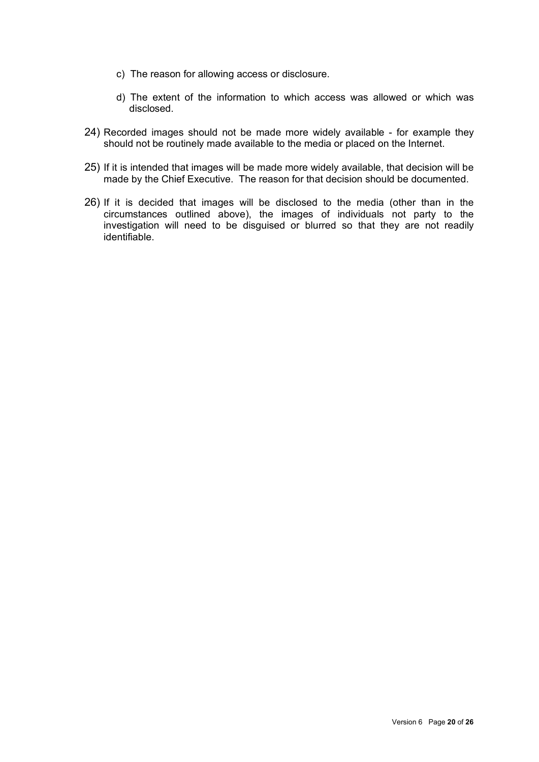c) The reason for allowing access or disclosure.

d) The extent of the information to which access was allowed or which was disclosed.

24) Recorded images should not be made more widely available - for example they should not be routinely made available to the media or placed on the Internet.

25) If it is intended that images will be made more widely available, that decision will be made by the Chief Executive. The reason for that decision should be documented.

26) If it is decided that images will be disclosed to the media (other than in the circumstances outlined above), the images of individuals not party to the investigation will need to be disguised or blurred so that they are not readily identifiable.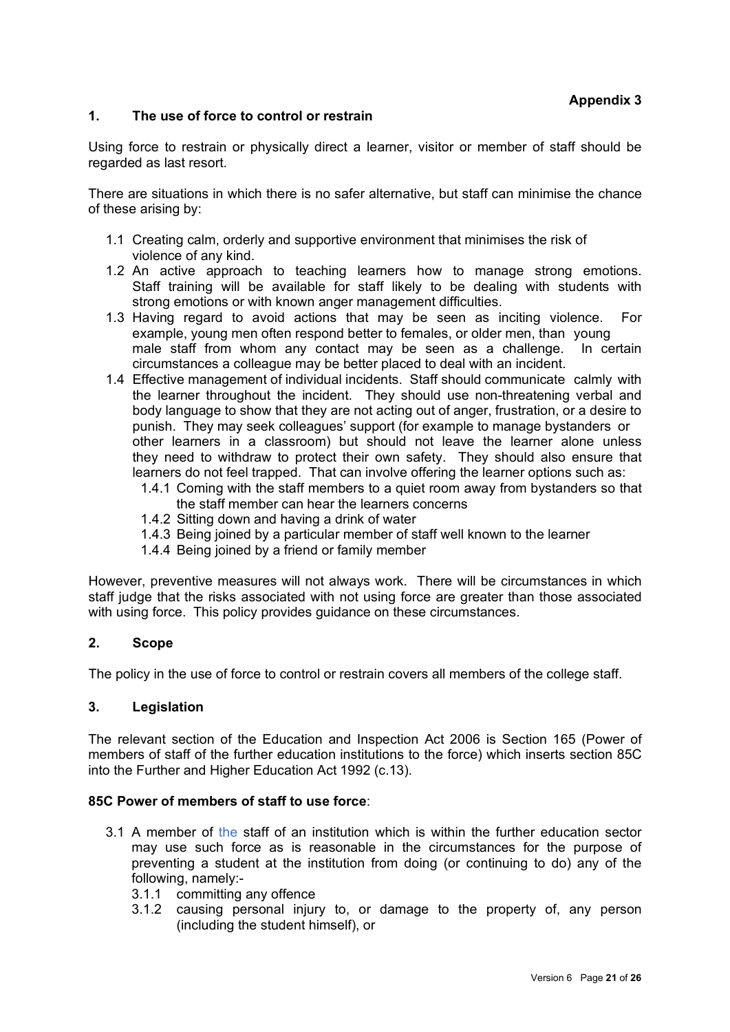**Appendix 3**

## 1. The use of force to control or restrain

Using force to restrain or physically direct a learner, visitor or member of staff should be regarded as last resort.

There are situations in which there is no safer alternative, but staff can minimise the chance of these arising by:

- 1.1 Creating calm, orderly and supportive environment that minimises the risk of violence of any kind.
- 1.2 An active approach to teaching learners how to manage strong emotions. Staff training will be available for staff likely to be dealing with students with strong emotions or with known anger management difficulties.
- 1.3 Having regard to avoid actions that may be seen as inciting violence. For example, young men often respond better to females, or older men, than young male staff from whom any contact may be seen as a challenge. In certain circumstances a colleague may be better placed to deal with an incident.
- 1.4 Effective management of individual incidents. Staff should communicate calmly with the learner throughout the incident. They should use non-threatening verbal and body language to show that they are not acting out of anger, frustration, or a desire to punish. They may seek colleagues' support (for example to manage bystanders or other learners in a classroom) but should not leave the learner alone unless they need to withdraw to protect their own safety. They should also ensure that learners do not feel trapped. That can involve offering the learner options such as:
  - 1.4.1 Coming with the staff members to a quiet room away from bystanders so that the staff member can hear the learners concerns
  - 1.4.2 Sitting down and having a drink of water
  - 1.4.3 Being joined by a particular member of staff well known to the learner
  - 1.4.4 Being joined by a friend or family member

However, preventive measures will not always work. There will be circumstances in which staff judge that the risks associated with not using force are greater than those associated with using force. This policy provides guidance on these circumstances.

## 2. Scope

The policy in the use of force to control or restrain covers all members of the college staff.

## 3. Legislation

The relevant section of the Education and Inspection Act 2006 is Section 165 (Power of members of staff of the further education institutions to the force) which inserts section 85C into the Further and Higher Education Act 1992 (c.13).

**85C Power of members of staff to use force**:

- 3.1 A member of the staff of an institution which is within the further education sector may use such force as is reasonable in the circumstances for the purpose of preventing a student at the institution from doing (or continuing to do) any of the following, namely:-
  - 3.1.1 committing any offence
  - 3.1.2 causing personal injury to, or damage to the property of, any person (including the student himself), or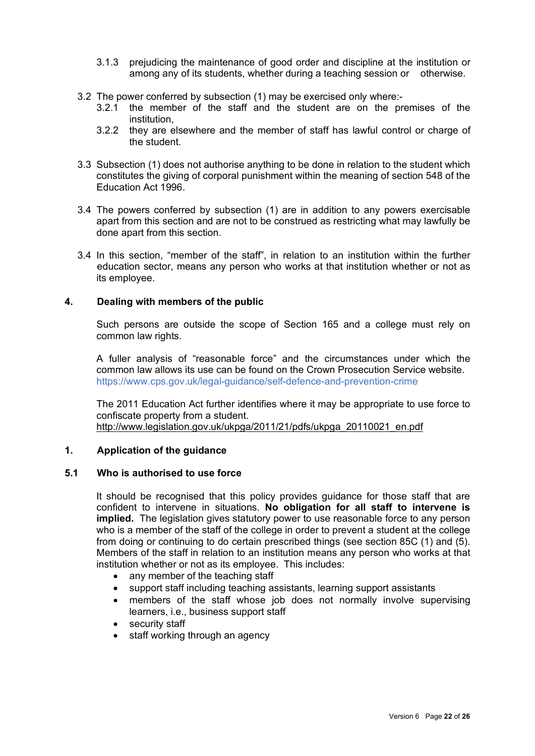3.1.3 prejudicing the maintenance of good order and discipline at the institution or among any of its students, whether during a teaching session or otherwise.

3.2 The power conferred by subsection (1) may be exercised only where:-

3.2.1 the member of the staff and the student are on the premises of the institution,

3.2.2 they are elsewhere and the member of staff has lawful control or charge of the student.

3.3 Subsection (1) does not authorise anything to be done in relation to the student which constitutes the giving of corporal punishment within the meaning of section 548 of the Education Act 1996.

3.4 The powers conferred by subsection (1) are in addition to any powers exercisable apart from this section and are not to be construed as restricting what may lawfully be done apart from this section.

3.4 In this section, “member of the staff”, in relation to an institution within the further education sector, means any person who works at that institution whether or not as its employee.

## 4. Dealing with members of the public

Such persons are outside the scope of Section 165 and a college must rely on common law rights.

A fuller analysis of “reasonable force” and the circumstances under which the common law allows its use can be found on the Crown Prosecution Service website. https://www.cps.gov.uk/legal-guidance/self-defence-and-prevention-crime

The 2011 Education Act further identifies where it may be appropriate to use force to confiscate property from a student. http://www.legislation.gov.uk/ukpga/2011/21/pdfs/ukpga_20110021_en.pdf

## 1. Application of the guidance

### 5.1 Who is authorised to use force

It should be recognised that this policy provides guidance for those staff that are confident to intervene in situations. **No obligation for all staff to intervene is implied.** The legislation gives statutory power to use reasonable force to any person who is a member of the staff of the college in order to prevent a student at the college from doing or continuing to do certain prescribed things (see section 85C (1) and (5). Members of the staff in relation to an institution means any person who works at that institution whether or not as its employee. This includes:

- any member of the teaching staff
- support staff including teaching assistants, learning support assistants
- members of the staff whose job does not normally involve supervising learners, i.e., business support staff
- security staff
- staff working through an agency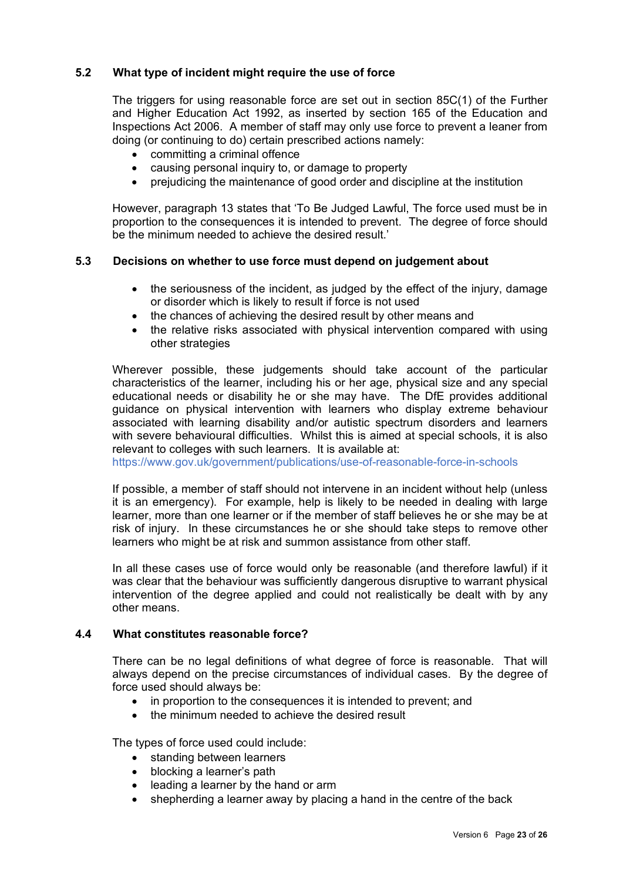### 5.2 What type of incident might require the use of force

The triggers for using reasonable force are set out in section 85C(1) of the Further and Higher Education Act 1992, as inserted by section 165 of the Education and Inspections Act 2006. A member of staff may only use force to prevent a leaner from doing (or continuing to do) certain prescribed actions namely:

- committing a criminal offence
- causing personal inquiry to, or damage to property
- prejudicing the maintenance of good order and discipline at the institution

However, paragraph 13 states that 'To Be Judged Lawful, The force used must be in proportion to the consequences it is intended to prevent. The degree of force should be the minimum needed to achieve the desired result.'

### 5.3 Decisions on whether to use force must depend on judgement about

- the seriousness of the incident, as judged by the effect of the injury, damage or disorder which is likely to result if force is not used
- the chances of achieving the desired result by other means and
- the relative risks associated with physical intervention compared with using other strategies

Wherever possible, these judgements should take account of the particular characteristics of the learner, including his or her age, physical size and any special educational needs or disability he or she may have. The DfE provides additional guidance on physical intervention with learners who display extreme behaviour associated with learning disability and/or autistic spectrum disorders and learners with severe behavioural difficulties. Whilst this is aimed at special schools, it is also relevant to colleges with such learners. It is available at:
https://www.gov.uk/government/publications/use-of-reasonable-force-in-schools

If possible, a member of staff should not intervene in an incident without help (unless it is an emergency). For example, help is likely to be needed in dealing with large learner, more than one learner or if the member of staff believes he or she may be at risk of injury. In these circumstances he or she should take steps to remove other learners who might be at risk and summon assistance from other staff.

In all these cases use of force would only be reasonable (and therefore lawful) if it was clear that the behaviour was sufficiently dangerous disruptive to warrant physical intervention of the degree applied and could not realistically be dealt with by any other means.

### 4.4 What constitutes reasonable force?

There can be no legal definitions of what degree of force is reasonable. That will always depend on the precise circumstances of individual cases. By the degree of force used should always be:

- in proportion to the consequences it is intended to prevent; and
- the minimum needed to achieve the desired result

The types of force used could include:

- standing between learners
- blocking a learner's path
- leading a learner by the hand or arm
- shepherding a learner away by placing a hand in the centre of the back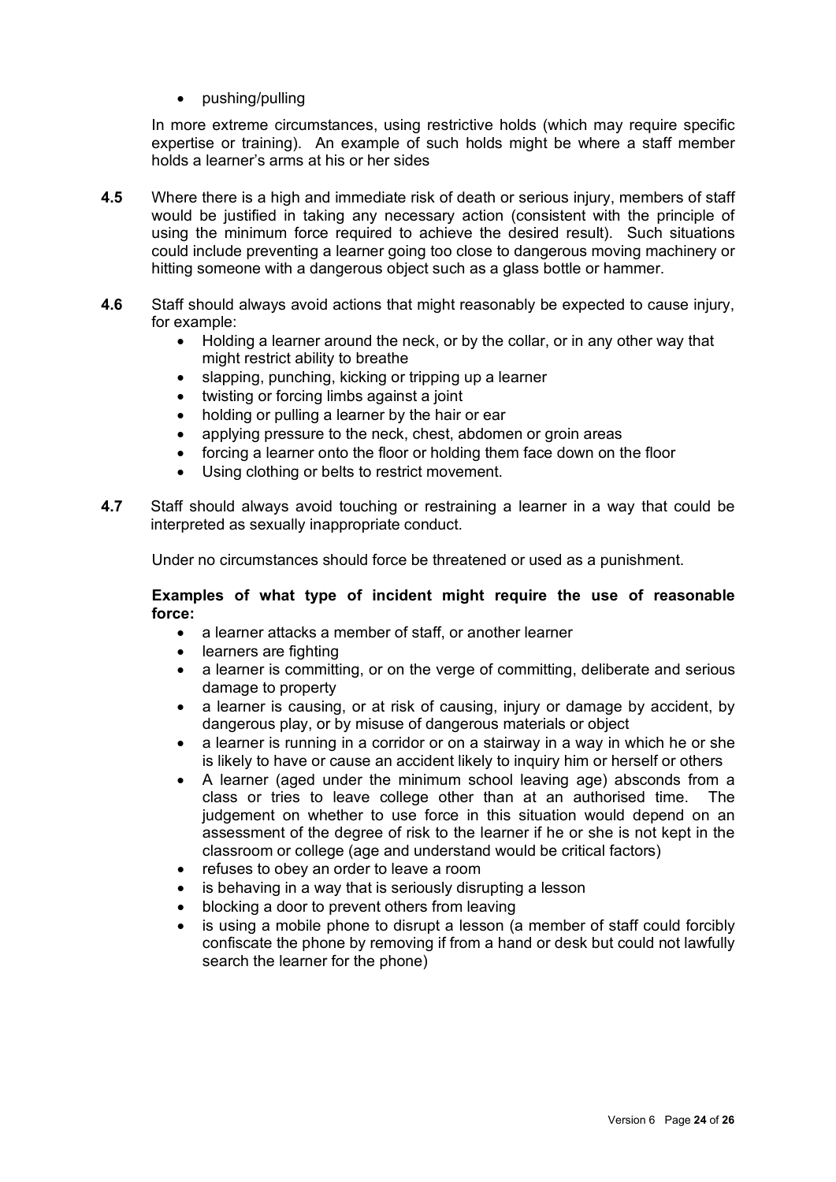- pushing/pulling

In more extreme circumstances, using restrictive holds (which may require specific expertise or training). An example of such holds might be where a staff member holds a learner's arms at his or her sides

**4.5** Where there is a high and immediate risk of death or serious injury, members of staff would be justified in taking any necessary action (consistent with the principle of using the minimum force required to achieve the desired result). Such situations could include preventing a learner going too close to dangerous moving machinery or hitting someone with a dangerous object such as a glass bottle or hammer.

**4.6** Staff should always avoid actions that might reasonably be expected to cause injury, for example:

- Holding a learner around the neck, or by the collar, or in any other way that might restrict ability to breathe
- slapping, punching, kicking or tripping up a learner
- twisting or forcing limbs against a joint
- holding or pulling a learner by the hair or ear
- applying pressure to the neck, chest, abdomen or groin areas
- forcing a learner onto the floor or holding them face down on the floor
- Using clothing or belts to restrict movement.

**4.7** Staff should always avoid touching or restraining a learner in a way that could be interpreted as sexually inappropriate conduct.

Under no circumstances should force be threatened or used as a punishment.

**Examples of what type of incident might require the use of reasonable force:**

- a learner attacks a member of staff, or another learner
- learners are fighting
- a learner is committing, or on the verge of committing, deliberate and serious damage to property
- a learner is causing, or at risk of causing, injury or damage by accident, by dangerous play, or by misuse of dangerous materials or object
- a learner is running in a corridor or on a stairway in a way in which he or she is likely to have or cause an accident likely to inquiry him or herself or others
- A learner (aged under the minimum school leaving age) absconds from a class or tries to leave college other than at an authorised time. The judgement on whether to use force in this situation would depend on an assessment of the degree of risk to the learner if he or she is not kept in the classroom or college (age and understand would be critical factors)
- refuses to obey an order to leave a room
- is behaving in a way that is seriously disrupting a lesson
- blocking a door to prevent others from leaving
- is using a mobile phone to disrupt a lesson (a member of staff could forcibly confiscate the phone by removing if from a hand or desk but could not lawfully search the learner for the phone)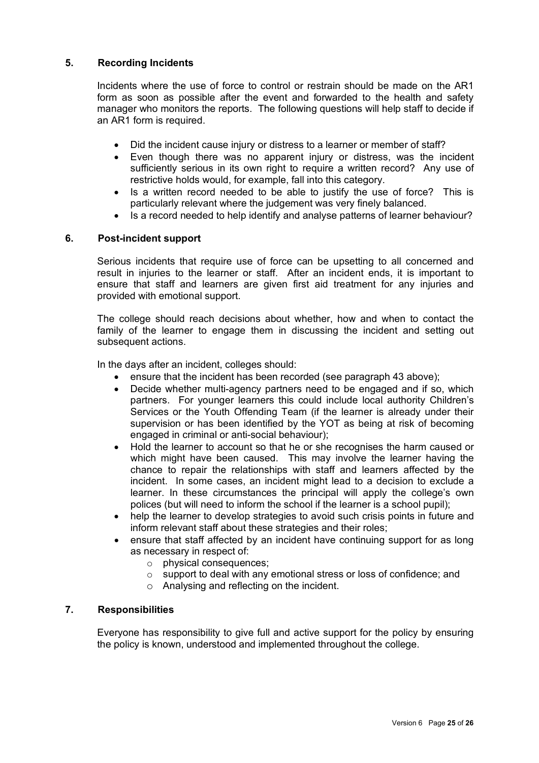## 5. Recording Incidents

Incidents where the use of force to control or restrain should be made on the AR1 form as soon as possible after the event and forwarded to the health and safety manager who monitors the reports. The following questions will help staff to decide if an AR1 form is required.

- Did the incident cause injury or distress to a learner or member of staff?
- Even though there was no apparent injury or distress, was the incident sufficiently serious in its own right to require a written record? Any use of restrictive holds would, for example, fall into this category.
- Is a written record needed to be able to justify the use of force? This is particularly relevant where the judgement was very finely balanced.
- Is a record needed to help identify and analyse patterns of learner behaviour?

## 6. Post-incident support

Serious incidents that require use of force can be upsetting to all concerned and result in injuries to the learner or staff. After an incident ends, it is important to ensure that staff and learners are given first aid treatment for any injuries and provided with emotional support.

The college should reach decisions about whether, how and when to contact the family of the learner to engage them in discussing the incident and setting out subsequent actions.

In the days after an incident, colleges should:

- ensure that the incident has been recorded (see paragraph 43 above);
- Decide whether multi-agency partners need to be engaged and if so, which partners. For younger learners this could include local authority Children's Services or the Youth Offending Team (if the learner is already under their supervision or has been identified by the YOT as being at risk of becoming engaged in criminal or anti-social behaviour);
- Hold the learner to account so that he or she recognises the harm caused or which might have been caused. This may involve the learner having the chance to repair the relationships with staff and learners affected by the incident. In some cases, an incident might lead to a decision to exclude a learner. In these circumstances the principal will apply the college's own polices (but will need to inform the school if the learner is a school pupil);
- help the learner to develop strategies to avoid such crisis points in future and inform relevant staff about these strategies and their roles;
- ensure that staff affected by an incident have continuing support for as long as necessary in respect of:
  - physical consequences;
  - support to deal with any emotional stress or loss of confidence; and
  - Analysing and reflecting on the incident.

## 7. Responsibilities

Everyone has responsibility to give full and active support for the policy by ensuring the policy is known, understood and implemented throughout the college.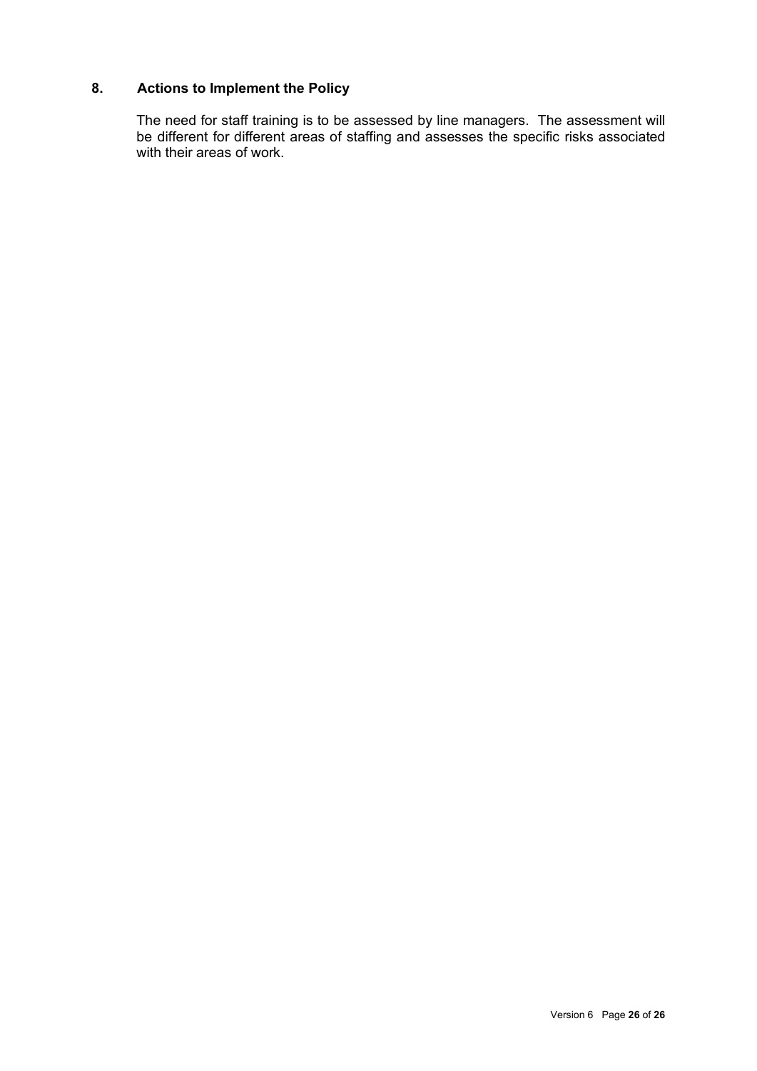## 8. Actions to Implement the Policy

The need for staff training is to be assessed by line managers. The assessment will be different for different areas of staffing and assesses the specific risks associated with their areas of work.